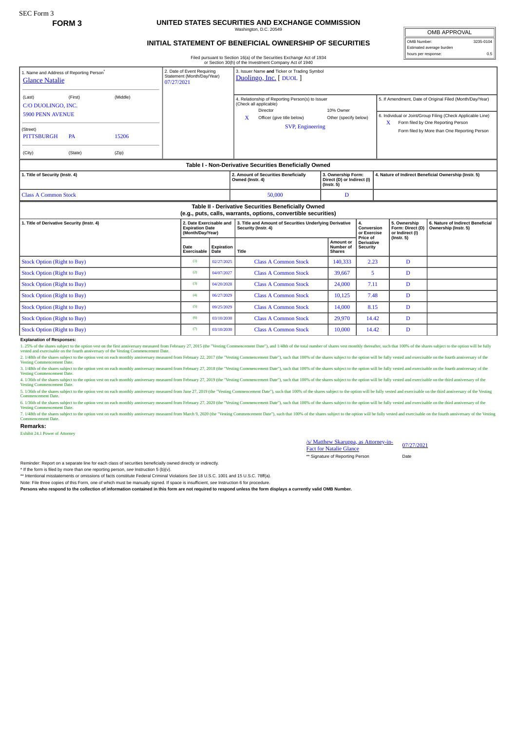SEC Form 3

**FORM 3**

## UNITED STATES SECURITIES AND EXCHANGE COMMISSION

Washington, D.C. 20549

## INITIAL STATEMENT OF BENEFICIAL OWNERSHIP OF SECURITIES

Filed pursuant to Section 16(a) of the Securities Exchange Act of 1934
or Section 30(h) of the Investment Company Act of 1940

| OMB APPROVAL | |
|---|---|
| OMB Number: | 3235-0104 |
| Estimated average burden | |
| hours per response: | 0.5 |

1. Name and Address of Reporting Person*
Glance Natalie

(Last) (First) (Middle)
C/O DUOLINGO, INC.
5900 PENN AVENUE

(Street)
PITTSBURGH PA 15206

(City) (State) (Zip)

2. Date of Event Requiring Statement (Month/Day/Year)
07/27/2021

3. Issuer Name **and** Ticker or Trading Symbol
Duolingo, Inc. [ DUOL ]

4. Relationship of Reporting Person(s) to Issuer (Check all applicable)
Director
10% Owner
X Officer (give title below)
Other (specify below)
SVP, Engineering

5. If Amendment, Date of Original Filed (Month/Day/Year)

6. Individual or Joint/Group Filing (Check Applicable Line)
X Form filed by One Reporting Person
Form filed by More than One Reporting Person

### Table I - Non-Derivative Securities Beneficially Owned

| 1. Title of Security (Instr. 4) | 2. Amount of Securities Beneficially Owned (Instr. 4) | 3. Ownership Form: Direct (D) or Indirect (I) (Instr. 5) | 4. Nature of Indirect Beneficial Ownership (Instr. 5) |
|---|---|---|---|
| Class A Common Stock | 50,000 | D | |

### Table II - Derivative Securities Beneficially Owned (e.g., puts, calls, warrants, options, convertible securities)

| 1. Title of Derivative Security (Instr. 4) | 2. Date Exercisable and Expiration Date (Month/Day/Year) | | 3. Title and Amount of Securities Underlying Derivative Security (Instr. 4) | | 4. Conversion or Exercise Price of Derivative Security | 5. Ownership Form: Direct (D) or Indirect (I) (Instr. 5) | 6. Nature of Indirect Beneficial Ownership (Instr. 5) |
|---|---|---|---|---|---|---|---|
| | Date Exercisable | Expiration Date | Title | Amount or Number of Shares | | | |
| Stock Option (Right to Buy) | (1) | 02/27/2025 | Class A Common Stock | 140,333 | 2.23 | D | |
| Stock Option (Right to Buy) | (2) | 04/07/2027 | Class A Common Stock | 39,667 | 5 | D | |
| Stock Option (Right to Buy) | (3) | 04/20/2028 | Class A Common Stock | 24,000 | 7.11 | D | |
| Stock Option (Right to Buy) | (4) | 06/27/2029 | Class A Common Stock | 10,125 | 7.48 | D | |
| Stock Option (Right to Buy) | (5) | 09/25/2029 | Class A Common Stock | 14,000 | 8.15 | D | |
| Stock Option (Right to Buy) | (6) | 03/10/2030 | Class A Common Stock | 29,970 | 14.42 | D | |
| Stock Option (Right to Buy) | (7) | 03/10/2030 | Class A Common Stock | 10,000 | 14.42 | D | |

**Explanation of Responses:**

1. 25% of the shares subject to the option vest on the first anniversary measured from February 27, 2015 (the "Vesting Commencement Date"), and 1/48th of the total number of shares vest monthly thereafter, such that 100% of the shares subject to the option will be fully vested and exercisable on the fourth anniversary of the Vesting Commencement Date.

2. 1/48th of the shares subject to the option vest on each monthly anniversary measured from February 22, 2017 (the "Vesting Commencement Date"), such that 100% of the shares subject to the option will be fully vested and exercisable on the fourth anniversary of the Vesting Commencement Date.

3. 1/48th of the shares subject to the option vest on each monthly anniversary measured from February 27, 2018 (the "Vesting Commencement Date"), such that 100% of the shares subject to the option will be fully vested and exercisable on the fourth anniversary of the Vesting Commencement Date.

4. 1/36th of the shares subject to the option vest on each monthly anniversary measured from February 27, 2019 (the "Vesting Commencement Date"), such that 100% of the shares subject to the option will be fully vested and exercisable on the third anniversary of the Vesting Commencement Date.

5. 1/36th of the shares subject to the option vest on each monthly anniversary measured from June 27, 2019 (the "Vesting Commencement Date"), such that 100% of the shares subject to the option will be fully vested and exercisable on the third anniversary of the Vesting Commencement Date.

6. 1/36th of the shares subject to the option vest on each monthly anniversary measured from February 27, 2020 (the "Vesting Commencement Date"), such that 100% of the shares subject to the option will be fully vested and exercisable on the third anniversary of the Vesting Commencement Date.

7. 1/48th of the shares subject to the option vest on each monthly anniversary measured from March 9, 2020 (the "Vesting Commencement Date"), such that 100% of the shares subject to the option will be fully vested and exercisable on the fourth anniversary of the Vesting Commencement Date.

**Remarks:**

Exhibit 24.1 Power of Attorney

/s/ Matthew Skaruppa, as Attorney-in-Fact for Natalie Glance — 07/27/2021

** Signature of Reporting Person — Date

Reminder: Report on a separate line for each class of securities beneficially owned directly or indirectly.

* If the form is filed by more than one reporting person, *see* Instruction 5 (b)(v).

** Intentional misstatements or omissions of facts constitute Federal Criminal Violations *See* 18 U.S.C. 1001 and 15 U.S.C. 78ff(a).

Note: File three copies of this Form, one of which must be manually signed. If space is insufficient, *see* Instruction 6 for procedure.

**Persons who respond to the collection of information contained in this form are not required to respond unless the form displays a currently valid OMB Number.**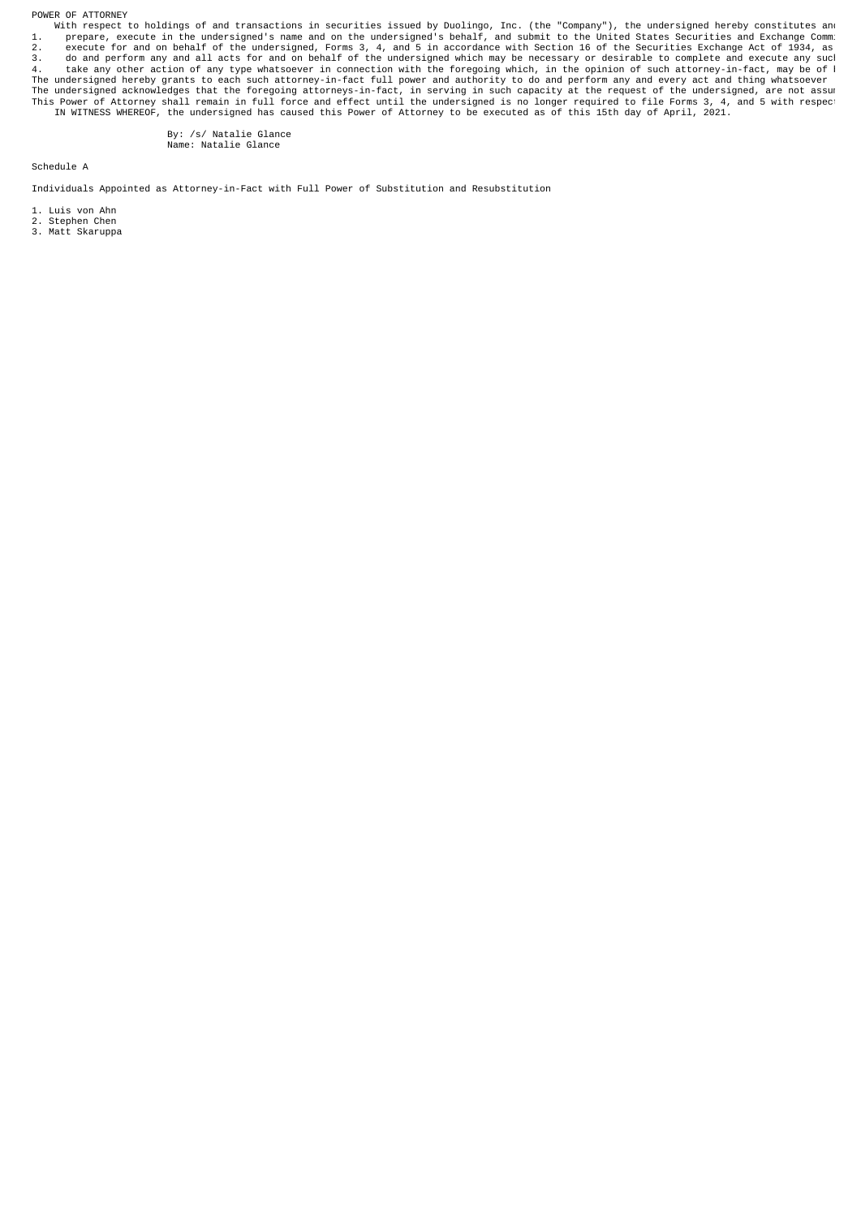POWER OF ATTORNEY

With respect to holdings of and transactions in securities issued by Duolingo, Inc. (the "Company"), the undersigned hereby constitutes and

1. prepare, execute in the undersigned's name and on the undersigned's behalf, and submit to the United States Securities and Exchange Comm
2. execute for and on behalf of the undersigned, Forms 3, 4, and 5 in accordance with Section 16 of the Securities Exchange Act of 1934, as
3. do and perform any and all acts for and on behalf of the undersigned which may be necessary or desirable to complete and execute any such
4. take any other action of any type whatsoever in connection with the foregoing which, in the opinion of such attorney-in-fact, may be of l

The undersigned hereby grants to each such attorney-in-fact full power and authority to do and perform any and every act and thing whatsoever
The undersigned acknowledges that the foregoing attorneys-in-fact, in serving in such capacity at the request of the undersigned, are not assu
This Power of Attorney shall remain in full force and effect until the undersigned is no longer required to file Forms 3, 4, and 5 with respect

IN WITNESS WHEREOF, the undersigned has caused this Power of Attorney to be executed as of this 15th day of April, 2021.

By: /s/ Natalie Glance
Name: Natalie Glance

Schedule A

Individuals Appointed as Attorney-in-Fact with Full Power of Substitution and Resubstitution

1. Luis von Ahn
2. Stephen Chen
3. Matt Skaruppa